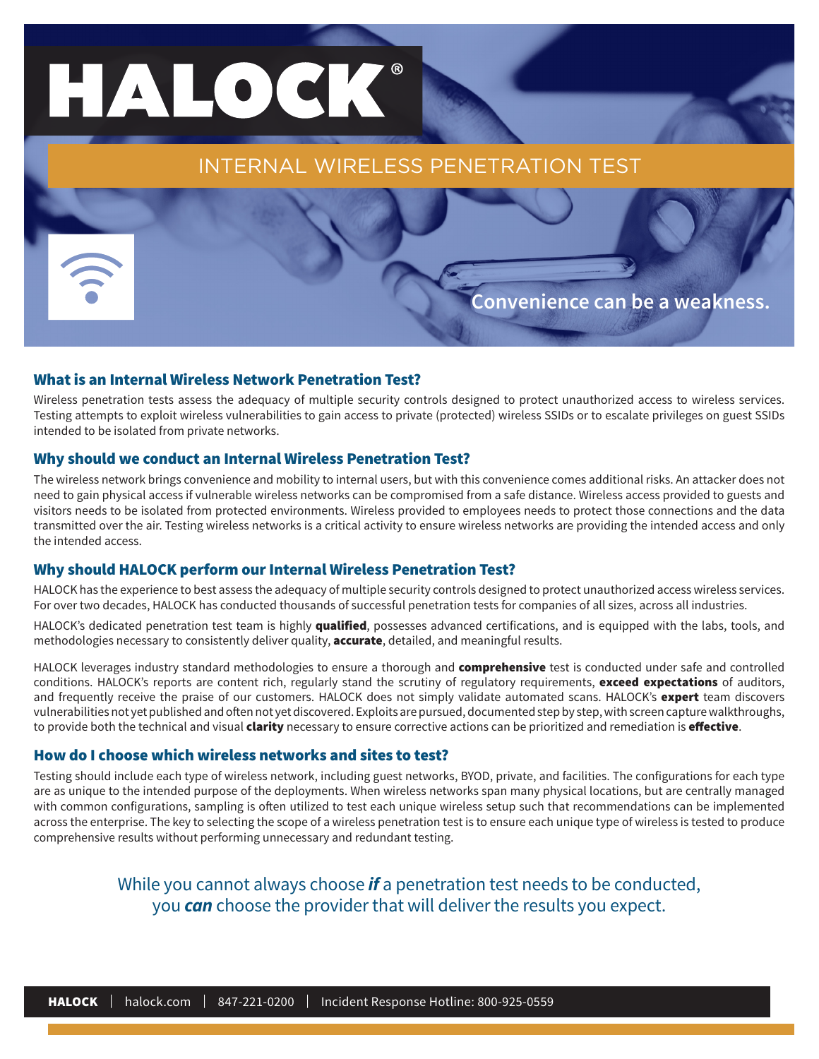# HALOCK®

## INTERNAL WIRELESS PENETRATION TEST

**Convenience can be a weakness.**

### What is an Internal Wireless Network Penetration Test?

Wireless penetration tests assess the adequacy of multiple security controls designed to protect unauthorized access to wireless services. Testing attempts to exploit wireless vulnerabilities to gain access to private (protected) wireless SSIDs or to escalate privileges on guest SSIDs intended to be isolated from private networks.

### Why should we conduct an Internal Wireless Penetration Test?

The wireless network brings convenience and mobility to internal users, but with this convenience comes additional risks. An attacker does not need to gain physical access if vulnerable wireless networks can be compromised from a safe distance. Wireless access provided to guests and visitors needs to be isolated from protected environments. Wireless provided to employees needs to protect those connections and the data transmitted over the air. Testing wireless networks is a critical activity to ensure wireless networks are providing the intended access and only the intended access.

### Why should HALOCK perform our Internal Wireless Penetration Test?

HALOCK has the experience to best assess the adequacy of multiple security controls designed to protect unauthorized access wireless services. For over two decades, HALOCK has conducted thousands of successful penetration tests for companies of all sizes, across all industries.

HALOCK's dedicated penetration test team is highly **qualified**, possesses advanced certifications, and is equipped with the labs, tools, and methodologies necessary to consistently deliver quality, **accurate**, detailed, and meaningful results.

HALOCK leverages industry standard methodologies to ensure a thorough and **comprehensive** test is conducted under safe and controlled conditions. HALOCK's reports are content rich, regularly stand the scrutiny of regulatory requirements, **exceed expectations** of auditors, and frequently receive the praise of our customers. HALOCK does not simply validate automated scans. HALOCK's **expert** team discovers vulnerabilities not yet published and often not yet discovered. Exploits are pursued, documented step by step, with screen capture walkthroughs, to provide both the technical and visual **clarity** necessary to ensure corrective actions can be prioritized and remediation is **effective**.

### How do I choose which wireless networks and sites to test?

Testing should include each type of wireless network, including guest networks, BYOD, private, and facilities. The configurations for each type are as unique to the intended purpose of the deployments. When wireless networks span many physical locations, but are centrally managed with common configurations, sampling is often utilized to test each unique wireless setup such that recommendations can be implemented across the enterprise. The key to selecting the scope of a wireless penetration test is to ensure each unique type of wireless is tested to produce comprehensive results without performing unnecessary and redundant testing.

While you cannot always choose ***if*** a penetration test needs to be conducted, you ***can*** choose the provider that will deliver the results you expect.

**HALOCK** | halock.com | 847-221-0200 | Incident Response Hotline: 800-925-0559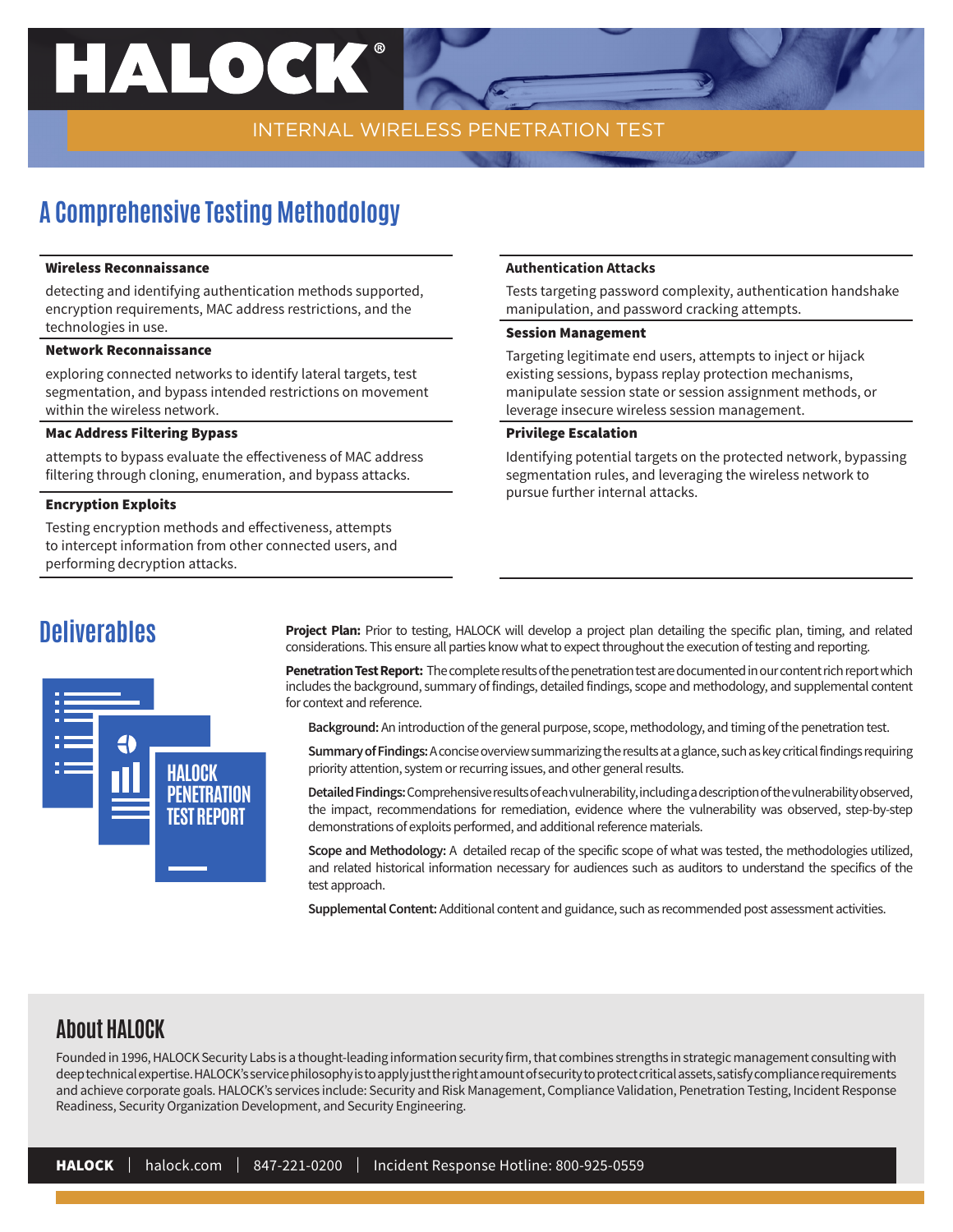# HALOCK®

INTERNAL WIRELESS PENETRATION TEST

## A Comprehensive Testing Methodology

**Wireless Reconnaissance**

detecting and identifying authentication methods supported, encryption requirements, MAC address restrictions, and the technologies in use.

**Network Reconnaissance**

exploring connected networks to identify lateral targets, test segmentation, and bypass intended restrictions on movement within the wireless network.

**Mac Address Filtering Bypass**

attempts to bypass evaluate the effectiveness of MAC address filtering through cloning, enumeration, and bypass attacks.

**Encryption Exploits**

Testing encryption methods and effectiveness, attempts to intercept information from other connected users, and performing decryption attacks.

**Authentication Attacks**

Tests targeting password complexity, authentication handshake manipulation, and password cracking attempts.

**Session Management**

Targeting legitimate end users, attempts to inject or hijack existing sessions, bypass replay protection mechanisms, manipulate session state or session assignment methods, or leverage insecure wireless session management.

**Privilege Escalation**

Identifying potential targets on the protected network, bypassing segmentation rules, and leveraging the wireless network to pursue further internal attacks.

## Deliverables

HALOCK PENETRATION TEST REPORT

**Project Plan:** Prior to testing, HALOCK will develop a project plan detailing the specific plan, timing, and related considerations. This ensure all parties know what to expect throughout the execution of testing and reporting.

**Penetration Test Report:** The complete results of the penetration test are documented in our content rich report which includes the background, summary of findings, detailed findings, scope and methodology, and supplemental content for context and reference.

- **Background:** An introduction of the general purpose, scope, methodology, and timing of the penetration test.
- **Summary of Findings:** A concise overview summarizing the results at a glance, such as key critical findings requiring priority attention, system or recurring issues, and other general results.
- **Detailed Findings:** Comprehensive results of each vulnerability, including a description of the vulnerability observed, the impact, recommendations for remediation, evidence where the vulnerability was observed, step-by-step demonstrations of exploits performed, and additional reference materials.
- **Scope and Methodology:** A detailed recap of the specific scope of what was tested, the methodologies utilized, and related historical information necessary for audiences such as auditors to understand the specifics of the test approach.
- **Supplemental Content:** Additional content and guidance, such as recommended post assessment activities.

## About HALOCK

Founded in 1996, HALOCK Security Labs is a thought-leading information security firm, that combines strengths in strategic management consulting with deep technical expertise. HALOCK's service philosophy is to apply just the right amount of security to protect critical assets, satisfy compliance requirements and achieve corporate goals. HALOCK's services include: Security and Risk Management, Compliance Validation, Penetration Testing, Incident Response Readiness, Security Organization Development, and Security Engineering.

**HALOCK** | halock.com | 847-221-0200 | Incident Response Hotline: 800-925-0559